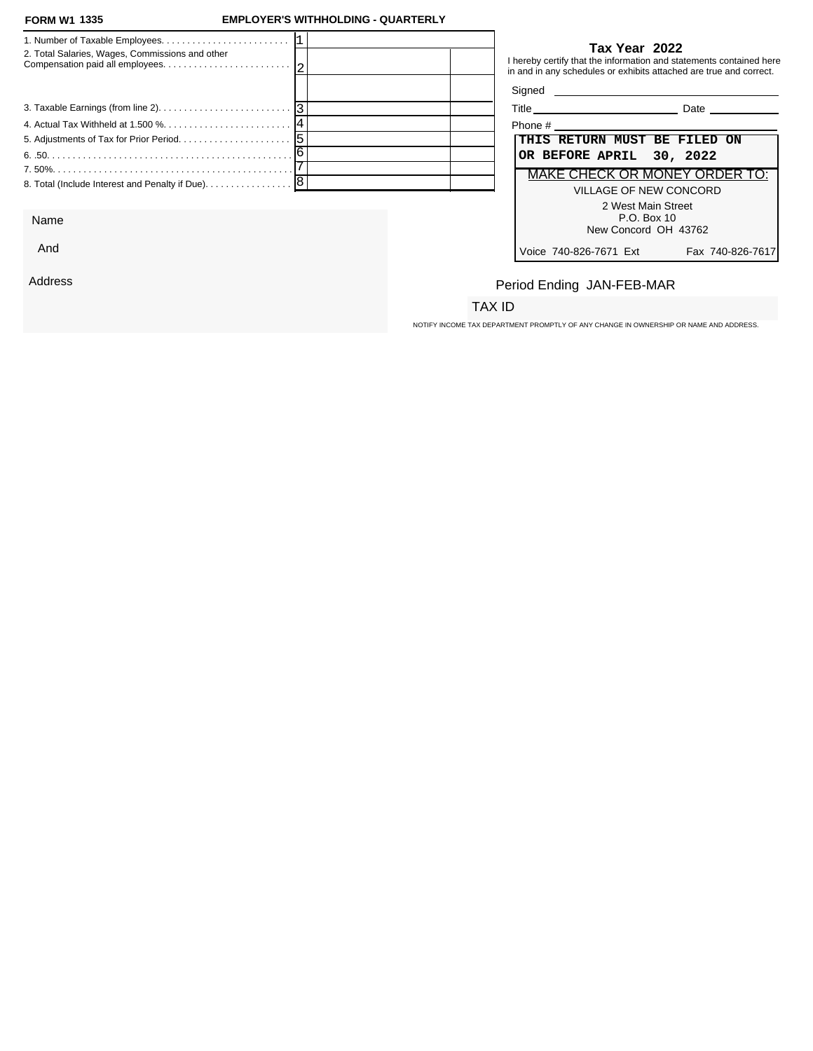**FORM W1 1335** **EMPLOYER'S WITHHOLDING - QUARTERLY**

| | | | |
|---|---|---|---|
| 1. Number of Taxable Employees. | 1 | | |
| 2. Total Salaries, Wages, Commissions and other Compensation paid all employees. | 2 | | |
| | | | |
| 3. Taxable Earnings (from line 2). | 3 | | |
| 4. Actual Tax Withheld at 1.500 %. | 4 | | |
| 5. Adjustments of Tax for Prior Period. | 5 | | |
| 6. .50. | 6 | | |
| 7. 50%. | 7 | | |
| 8. Total (Include Interest and Penalty if Due). | 8 | | |

**Tax Year 2022**

I hereby certify that the information and statements contained here in and in any schedules or exhibits attached are true and correct.

Signed ____________________

Title ____________________ Date ____________

Phone # ____________________

**THIS RETURN MUST BE FILED ON OR BEFORE APRIL 30, 2022**

MAKE CHECK OR MONEY ORDER TO:

VILLAGE OF NEW CONCORD
2 West Main Street
P.O. Box 10
New Concord OH 43762

Voice 740-826-7671 Ext Fax 740-826-7617

Name

And

Address

Period Ending JAN-FEB-MAR

TAX ID

NOTIFY INCOME TAX DEPARTMENT PROMPTLY OF ANY CHANGE IN OWNERSHIP OR NAME AND ADDRESS.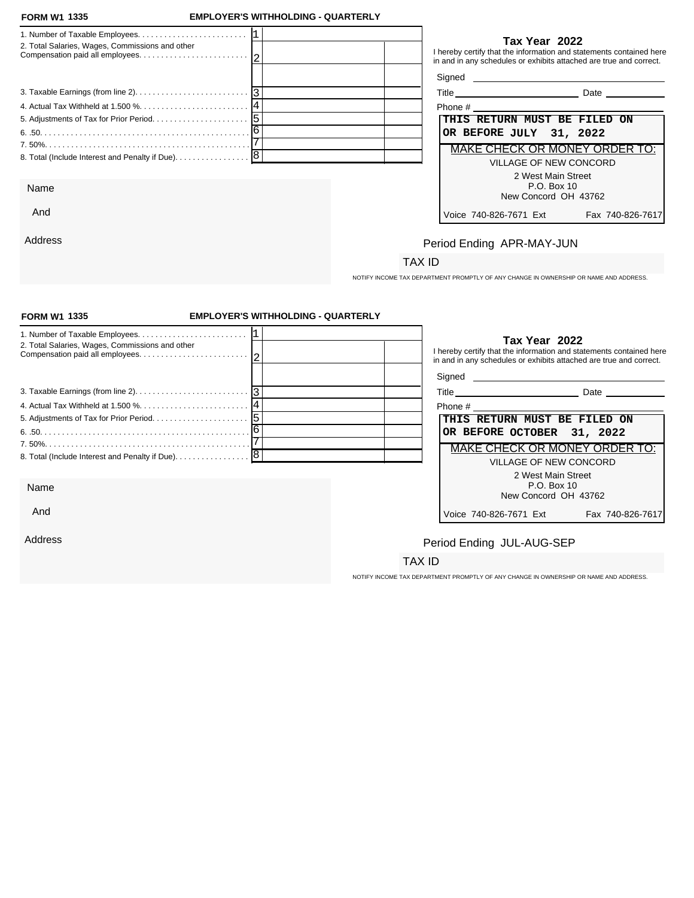**FORM W1 1335** **EMPLOYER'S WITHHOLDING - QUARTERLY**

| | | | |
|---|---|---|---|
| 1. Number of Taxable Employees. | 1 | | |
| 2. Total Salaries, Wages, Commissions and other Compensation paid all employees. | 2 | | |
| | | | |
| 3. Taxable Earnings (from line 2). | 3 | | |
| 4. Actual Tax Withheld at 1.500 %. | 4 | | |
| 5. Adjustments of Tax for Prior Period. | 5 | | |
| 6. .50. | 6 | | |
| 7. 50%. | 7 | | |
| 8. Total (Include Interest and Penalty if Due). | 8 | | |

**Tax Year 2022**

I hereby certify that the information and statements contained here in and in any schedules or exhibits attached are true and correct.

Signed ______________________

Title ______________________ Date ____________

Phone # ______________________

**THIS RETURN MUST BE FILED ON OR BEFORE JULY 31, 2022**

MAKE CHECK OR MONEY ORDER TO:

VILLAGE OF NEW CONCORD
2 West Main Street
P.O. Box 10
New Concord OH 43762

Voice 740-826-7671 Ext Fax 740-826-7617

Name

And

Address

Period Ending APR-MAY-JUN

TAX ID

NOTIFY INCOME TAX DEPARTMENT PROMPTLY OF ANY CHANGE IN OWNERSHIP OR NAME AND ADDRESS.

---

**FORM W1 1335** **EMPLOYER'S WITHHOLDING - QUARTERLY**

| | | | |
|---|---|---|---|
| 1. Number of Taxable Employees. | 1 | | |
| 2. Total Salaries, Wages, Commissions and other Compensation paid all employees. | 2 | | |
| | | | |
| 3. Taxable Earnings (from line 2). | 3 | | |
| 4. Actual Tax Withheld at 1.500 %. | 4 | | |
| 5. Adjustments of Tax for Prior Period. | 5 | | |
| 6. .50. | 6 | | |
| 7. 50%. | 7 | | |
| 8. Total (Include Interest and Penalty if Due). | 8 | | |

**Tax Year 2022**

I hereby certify that the information and statements contained here in and in any schedules or exhibits attached are true and correct.

Signed ______________________

Title ______________________ Date ____________

Phone # ______________________

**THIS RETURN MUST BE FILED ON OR BEFORE OCTOBER 31, 2022**

MAKE CHECK OR MONEY ORDER TO:

VILLAGE OF NEW CONCORD
2 West Main Street
P.O. Box 10
New Concord OH 43762

Voice 740-826-7671 Ext Fax 740-826-7617

Name

And

Address

Period Ending JUL-AUG-SEP

TAX ID

NOTIFY INCOME TAX DEPARTMENT PROMPTLY OF ANY CHANGE IN OWNERSHIP OR NAME AND ADDRESS.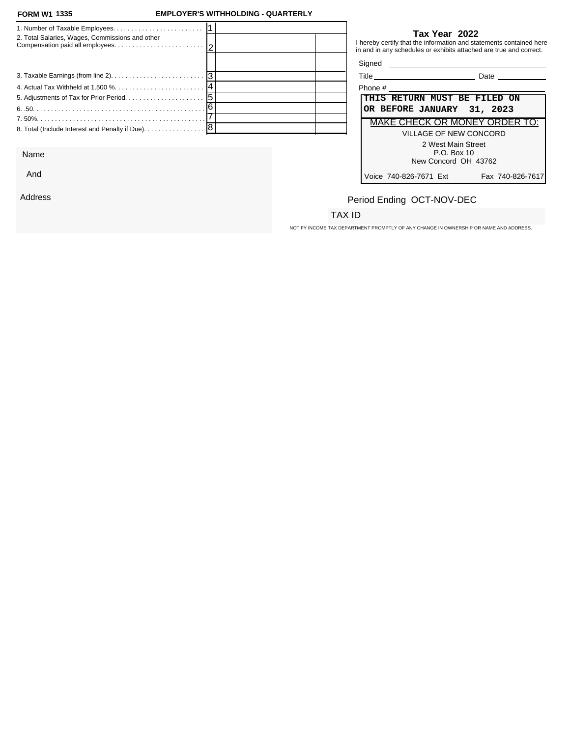**FORM W1 1335** **EMPLOYER'S WITHHOLDING - QUARTERLY**

| | | | |
|---|---|---|---|
| 1. Number of Taxable Employees. | 1 | | |
| 2. Total Salaries, Wages, Commissions and other Compensation paid all employees. | 2 | | |
| | | | |
| 3. Taxable Earnings (from line 2). | 3 | | |
| 4. Actual Tax Withheld at 1.500 %. | 4 | | |
| 5. Adjustments of Tax for Prior Period. | 5 | | |
| 6. .50. | 6 | | |
| 7. 50%. | 7 | | |
| 8. Total (Include Interest and Penalty if Due). | 8 | | |

**Tax Year 2022**

I hereby certify that the information and statements contained herein and in any schedules or exhibits attached are true and correct.

Signed ______________________

Title ______________________ Date ____________

Phone # ______________________

**THIS RETURN MUST BE FILED ON OR BEFORE JANUARY 31, 2023**

MAKE CHECK OR MONEY ORDER TO:

VILLAGE OF NEW CONCORD
2 West Main Street
P.O. Box 10
New Concord OH 43762

Voice 740-826-7671 Ext Fax 740-826-7617

Name

And

Address

Period Ending OCT-NOV-DEC

TAX ID

NOTIFY INCOME TAX DEPARTMENT PROMPTLY OF ANY CHANGE IN OWNERSHIP OR NAME AND ADDRESS.